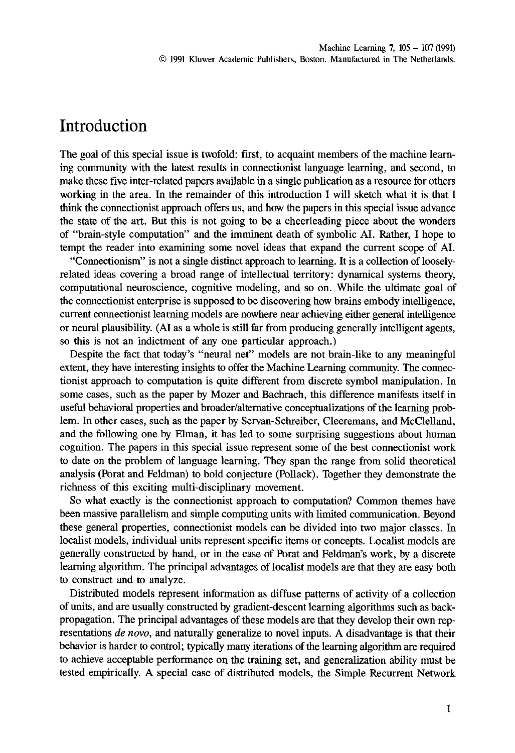# Introduction

The goal of this special issue is twofold: first, to acquaint members of the machine learning community with the latest results in connectionist language learning, and second, to make these five inter-related papers available in a single publication as a resource for others working in the area. In the remainder of this introduction I will sketch what it is that I think the connectionist approach offers us, and how the papers in this special issue advance the state of the art. But this is not going to be a cheerleading piece about the wonders of "brain-style computation" and the imminent death of symbolic AI. Rather, I hope to tempt the reader into examining some novel ideas that expand the current scope of AI.

"Connectionism" is not a single distinct approach to learning. It is a collection of loosely-related ideas covering a broad range of intellectual territory: dynamical systems theory, computational neuroscience, cognitive modeling, and so on. While the ultimate goal of the connectionist enterprise is supposed to be discovering how brains embody intelligence, current connectionist learning models are nowhere near achieving either general intelligence or neural plausibility. (AI as a whole is still far from producing generally intelligent agents, so this is not an indictment of any one particular approach.)

Despite the fact that today's "neural net" models are not brain-like to any meaningful extent, they have interesting insights to offer the Machine Learning community. The connectionist approach to computation is quite different from discrete symbol manipulation. In some cases, such as the paper by Mozer and Bachrach, this difference manifests itself in useful behavioral properties and broader/alternative conceptualizations of the learning problem. In other cases, such as the paper by Servan-Schreiber, Cleeremans, and McClelland, and the following one by Elman, it has led to some surprising suggestions about human cognition. The papers in this special issue represent some of the best connectionist work to date on the problem of language learning. They span the range from solid theoretical analysis (Porat and Feldman) to bold conjecture (Pollack). Together they demonstrate the richness of this exciting multi-disciplinary movement.

So what exactly is the connectionist approach to computation? Common themes have been massive parallelism and simple computing units with limited communication. Beyond these general properties, connectionist models can be divided into two major classes. In localist models, individual units represent specific items or concepts. Localist models are generally constructed by hand, or in the case of Porat and Feldman's work, by a discrete learning algorithm. The principal advantages of localist models are that they are easy both to construct and to analyze.

Distributed models represent information as diffuse patterns of activity of a collection of units, and are usually constructed by gradient-descent learning algorithms such as back-propagation. The principal advantages of these models are that they develop their own representations *de novo*, and naturally generalize to novel inputs. A disadvantage is that their behavior is harder to control; typically many iterations of the learning algorithm are required to achieve acceptable performance on the training set, and generalization ability must be tested empirically. A special case of distributed models, the Simple Recurrent Network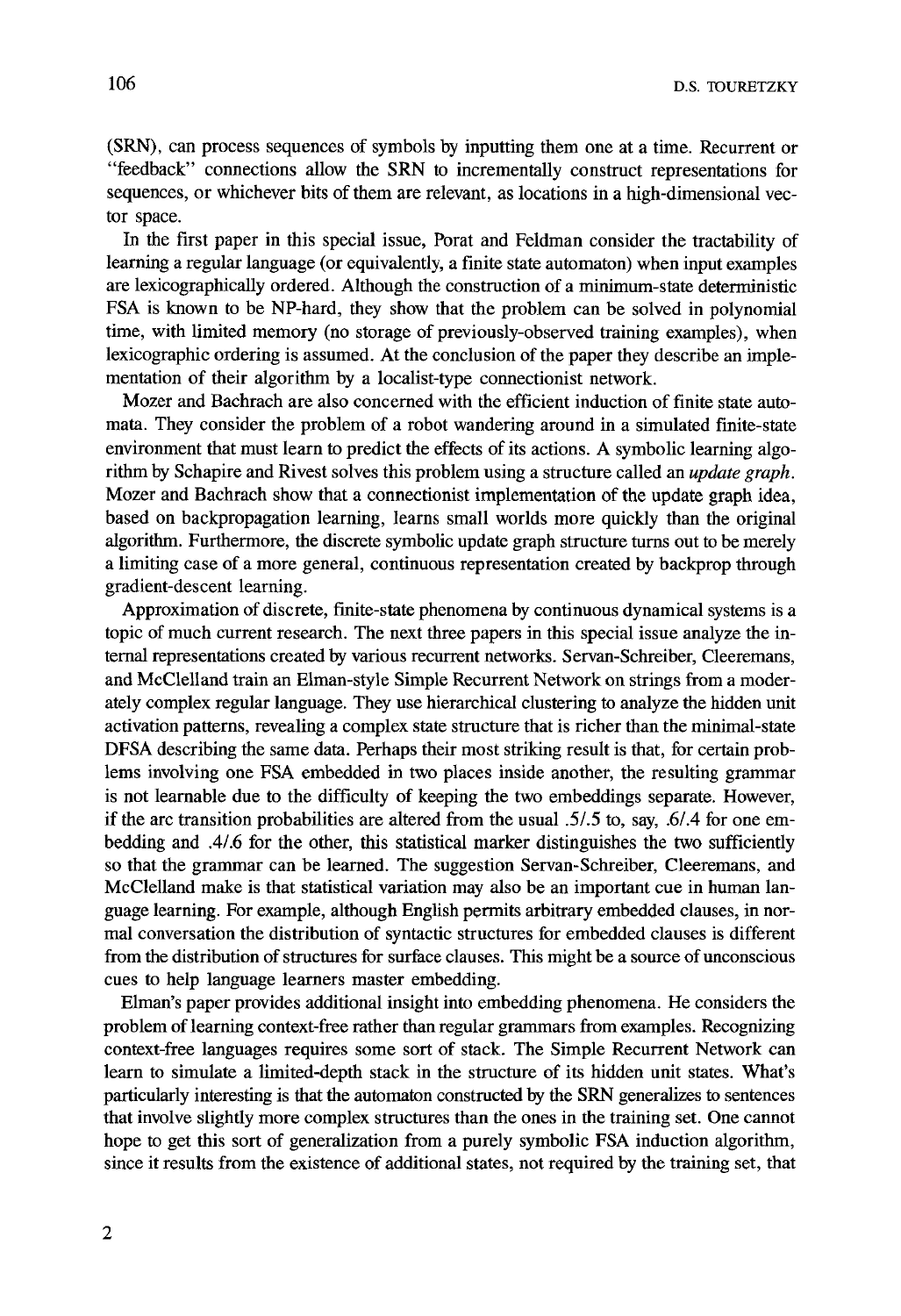(SRN), can process sequences of symbols by inputting them one at a time. Recurrent or "feedback" connections allow the SRN to incrementally construct representations for sequences, or whichever bits of them are relevant, as locations in a high-dimensional vector space.

In the first paper in this special issue, Porat and Feldman consider the tractability of learning a regular language (or equivalently, a finite state automaton) when input examples are lexicographically ordered. Although the construction of a minimum-state deterministic FSA is known to be NP-hard, they show that the problem can be solved in polynomial time, with limited memory (no storage of previously-observed training examples), when lexicographic ordering is assumed. At the conclusion of the paper they describe an implementation of their algorithm by a localist-type connectionist network.

Mozer and Bachrach are also concerned with the efficient induction of finite state automata. They consider the problem of a robot wandering around in a simulated finite-state environment that must learn to predict the effects of its actions. A symbolic learning algorithm by Schapire and Rivest solves this problem using a structure called an *update graph*. Mozer and Bachrach show that a connectionist implementation of the update graph idea, based on backpropagation learning, learns small worlds more quickly than the original algorithm. Furthermore, the discrete symbolic update graph structure turns out to be merely a limiting case of a more general, continuous representation created by backprop through gradient-descent learning.

Approximation of discrete, finite-state phenomena by continuous dynamical systems is a topic of much current research. The next three papers in this special issue analyze the internal representations created by various recurrent networks. Servan-Schreiber, Cleeremans, and McClelland train an Elman-style Simple Recurrent Network on strings from a moderately complex regular language. They use hierarchical clustering to analyze the hidden unit activation patterns, revealing a complex state structure that is richer than the minimal-state DFSA describing the same data. Perhaps their most striking result is that, for certain problems involving one FSA embedded in two places inside another, the resulting grammar is not learnable due to the difficulty of keeping the two embeddings separate. However, if the arc transition probabilities are altered from the usual .5/.5 to, say, .6/.4 for one embedding and .4/.6 for the other, this statistical marker distinguishes the two sufficiently so that the grammar can be learned. The suggestion Servan-Schreiber, Cleeremans, and McClelland make is that statistical variation may also be an important cue in human language learning. For example, although English permits arbitrary embedded clauses, in normal conversation the distribution of syntactic structures for embedded clauses is different from the distribution of structures for surface clauses. This might be a source of unconscious cues to help language learners master embedding.

Elman's paper provides additional insight into embedding phenomena. He considers the problem of learning context-free rather than regular grammars from examples. Recognizing context-free languages requires some sort of stack. The Simple Recurrent Network can learn to simulate a limited-depth stack in the structure of its hidden unit states. What's particularly interesting is that the automaton constructed by the SRN generalizes to sentences that involve slightly more complex structures than the ones in the training set. One cannot hope to get this sort of generalization from a purely symbolic FSA induction algorithm, since it results from the existence of additional states, not required by the training set, that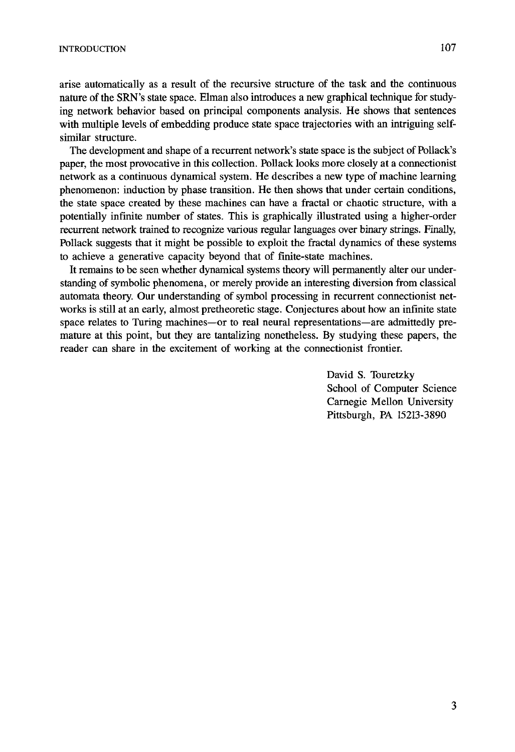arise automatically as a result of the recursive structure of the task and the continuous nature of the SRN's state space. Elman also introduces a new graphical technique for studying network behavior based on principal components analysis. He shows that sentences with multiple levels of embedding produce state space trajectories with an intriguing self-similar structure.

The development and shape of a recurrent network's state space is the subject of Pollack's paper, the most provocative in this collection. Pollack looks more closely at a connectionist network as a continuous dynamical system. He describes a new type of machine learning phenomenon: induction by phase transition. He then shows that under certain conditions, the state space created by these machines can have a fractal or chaotic structure, with a potentially infinite number of states. This is graphically illustrated using a higher-order recurrent network trained to recognize various regular languages over binary strings. Finally, Pollack suggests that it might be possible to exploit the fractal dynamics of these systems to achieve a generative capacity beyond that of finite-state machines.

It remains to be seen whether dynamical systems theory will permanently alter our understanding of symbolic phenomena, or merely provide an interesting diversion from classical automata theory. Our understanding of symbol processing in recurrent connectionist networks is still at an early, almost pretheoretic stage. Conjectures about how an infinite state space relates to Turing machines—or to real neural representations—are admittedly premature at this point, but they are tantalizing nonetheless. By studying these papers, the reader can share in the excitement of working at the connectionist frontier.

David S. Touretzky  
School of Computer Science  
Carnegie Mellon University  
Pittsburgh, PA 15213-3890